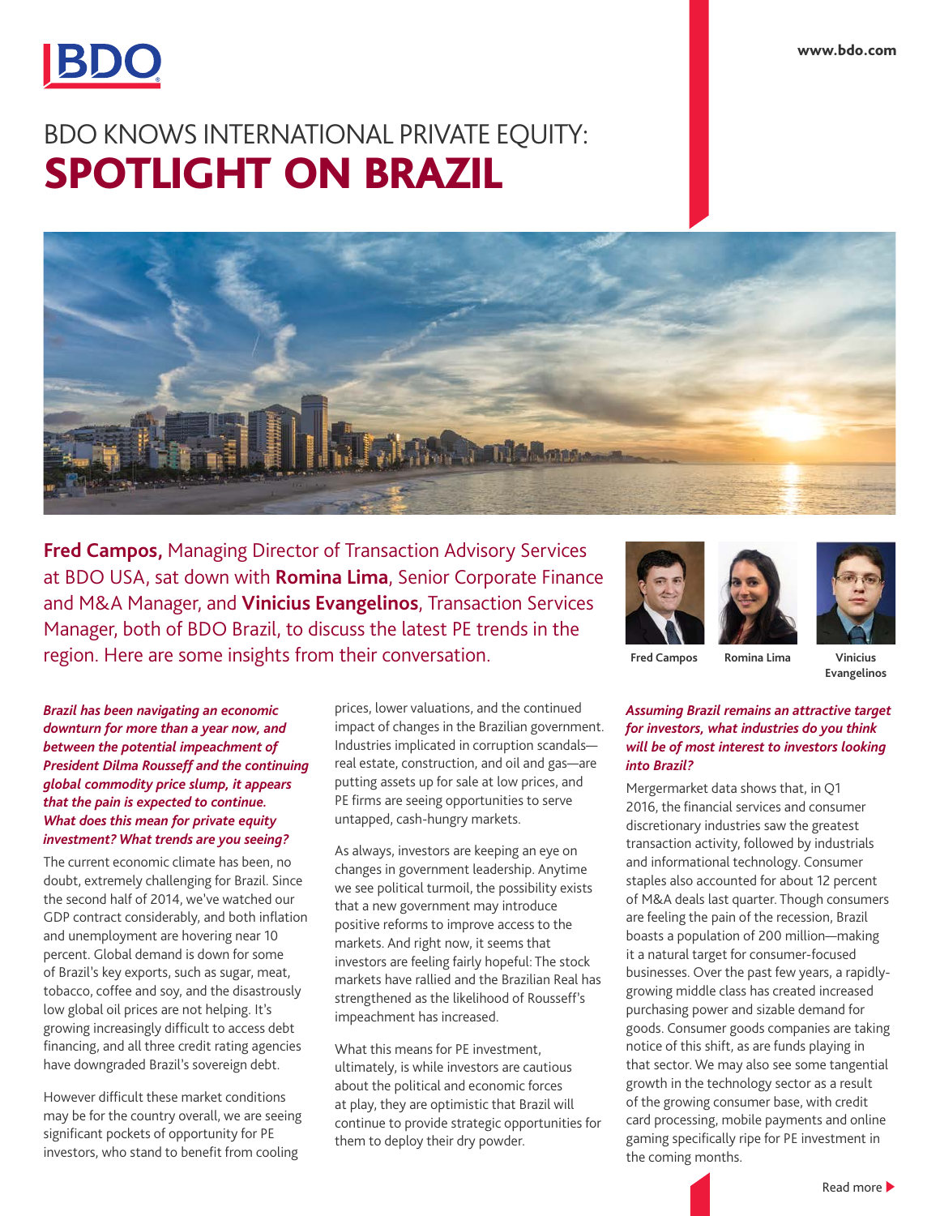# BDO KNOWS INTERNATIONAL PRIVATE EQUITY: SPOTLIGHT ON BRAZIL

**Fred Campos,** Managing Director of Transaction Advisory Services at BDO USA, sat down with **Romina Lima**, Senior Corporate Finance and M&A Manager, and **Vinicius Evangelinos**, Transaction Services Manager, both of BDO Brazil, to discuss the latest PE trends in the region. Here are some insights from their conversation.

Fred Campos | Romina Lima | Vinicius Evangelinos

***Brazil has been navigating an economic downturn for more than a year now, and between the potential impeachment of President Dilma Rousseff and the continuing global commodity price slump, it appears that the pain is expected to continue. What does this mean for private equity investment? What trends are you seeing?***

The current economic climate has been, no doubt, extremely challenging for Brazil. Since the second half of 2014, we've watched our GDP contract considerably, and both inflation and unemployment are hovering near 10 percent. Global demand is down for some of Brazil's key exports, such as sugar, meat, tobacco, coffee and soy, and the disastrously low global oil prices are not helping. It's growing increasingly difficult to access debt financing, and all three credit rating agencies have downgraded Brazil's sovereign debt.

However difficult these market conditions may be for the country overall, we are seeing significant pockets of opportunity for PE investors, who stand to benefit from cooling prices, lower valuations, and the continued impact of changes in the Brazilian government. Industries implicated in corruption scandals—real estate, construction, and oil and gas—are putting assets up for sale at low prices, and PE firms are seeing opportunities to serve untapped, cash-hungry markets.

As always, investors are keeping an eye on changes in government leadership. Anytime we see political turmoil, the possibility exists that a new government may introduce positive reforms to improve access to the markets. And right now, it seems that investors are feeling fairly hopeful: The stock markets have rallied and the Brazilian Real has strengthened as the likelihood of Rousseff's impeachment has increased.

What this means for PE investment, ultimately, is while investors are cautious about the political and economic forces at play, they are optimistic that Brazil will continue to provide strategic opportunities for them to deploy their dry powder.

***Assuming Brazil remains an attractive target for investors, what industries do you think will be of most interest to investors looking into Brazil?***

Mergermarket data shows that, in Q1 2016, the financial services and consumer discretionary industries saw the greatest transaction activity, followed by industrials and informational technology. Consumer staples also accounted for about 12 percent of M&A deals last quarter. Though consumers are feeling the pain of the recession, Brazil boasts a population of 200 million—making it a natural target for consumer-focused businesses. Over the past few years, a rapidly-growing middle class has created increased purchasing power and sizable demand for goods. Consumer goods companies are taking notice of this shift, as are funds playing in that sector. We may also see some tangential growth in the technology sector as a result of the growing consumer base, with credit card processing, mobile payments and online gaming specifically ripe for PE investment in the coming months.

Read more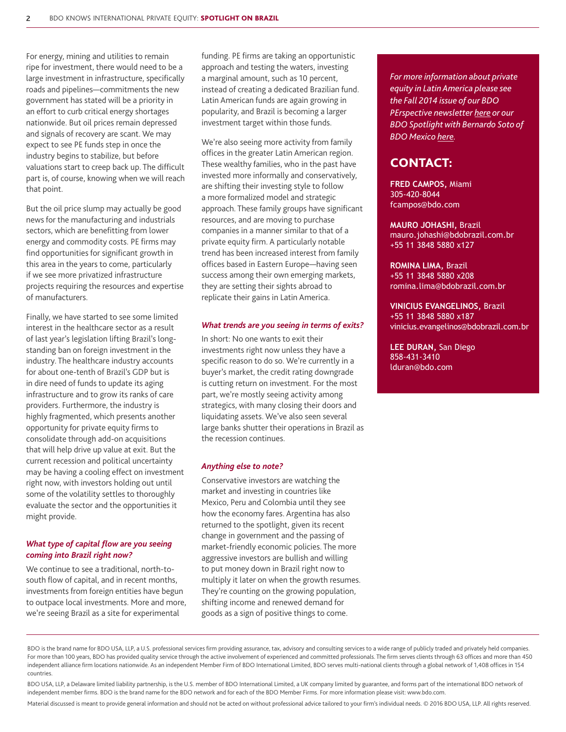For energy, mining and utilities to remain ripe for investment, there would need to be a large investment in infrastructure, specifically roads and pipelines—commitments the new government has stated will be a priority in an effort to curb critical energy shortages nationwide. But oil prices remain depressed and signals of recovery are scant. We may expect to see PE funds step in once the industry begins to stabilize, but before valuations start to creep back up. The difficult part is, of course, knowing when we will reach that point.

But the oil price slump may actually be good news for the manufacturing and industrials sectors, which are benefitting from lower energy and commodity costs. PE firms may find opportunities for significant growth in this area in the years to come, particularly if we see more privatized infrastructure projects requiring the resources and expertise of manufacturers.

Finally, we have started to see some limited interest in the healthcare sector as a result of last year's legislation lifting Brazil's long-standing ban on foreign investment in the industry. The healthcare industry accounts for about one-tenth of Brazil's GDP but is in dire need of funds to update its aging infrastructure and to grow its ranks of care providers. Furthermore, the industry is highly fragmented, which presents another opportunity for private equity firms to consolidate through add-on acquisitions that will help drive up value at exit. But the current recession and political uncertainty may be having a cooling effect on investment right now, with investors holding out until some of the volatility settles to thoroughly evaluate the sector and the opportunities it might provide.

### *What type of capital flow are you seeing coming into Brazil right now?*

We continue to see a traditional, north-to-south flow of capital, and in recent months, investments from foreign entities have begun to outpace local investments. More and more, we're seeing Brazil as a site for experimental funding. PE firms are taking an opportunistic approach and testing the waters, investing a marginal amount, such as 10 percent, instead of creating a dedicated Brazilian fund. Latin American funds are again growing in popularity, and Brazil is becoming a larger investment target within those funds.

We're also seeing more activity from family offices in the greater Latin American region. These wealthy families, who in the past have invested more informally and conservatively, are shifting their investing style to follow a more formalized model and strategic approach. These family groups have significant resources, and are moving to purchase companies in a manner similar to that of a private equity firm. A particularly notable trend has been increased interest from family offices based in Eastern Europe—having seen success among their own emerging markets, they are setting their sights abroad to replicate their gains in Latin America.

### *What trends are you seeing in terms of exits?*

In short: No one wants to exit their investments right now unless they have a specific reason to do so. We're currently in a buyer's market, the credit rating downgrade is cutting return on investment. For the most part, we're mostly seeing activity among strategics, with many closing their doors and liquidating assets. We've also seen several large banks shutter their operations in Brazil as the recession continues.

### *Anything else to note?*

Conservative investors are watching the market and investing in countries like Mexico, Peru and Colombia until they see how the economy fares. Argentina has also returned to the spotlight, given its recent change in government and the passing of market-friendly economic policies. The more aggressive investors are bullish and willing to put money down in Brazil right now to multiply it later on when the growth resumes. They're counting on the growing population, shifting income and renewed demand for goods as a sign of positive things to come.

*For more information about private equity in Latin America please see the Fall 2014 issue of our BDO PErspective newsletter here or our BDO Spotlight with Bernardo Soto of BDO Mexico here.*

## CONTACT:

**FRED CAMPOS,** Miami
305-420-8044
fcampos@bdo.com

**MAURO JOHASHI,** Brazil
mauro.johashi@bdobrazil.com.br
+55 11 3848 5880 x127

**ROMINA LIMA,** Brazil
+55 11 3848 5880 x208
romina.lima@bdobrazil.com.br

**VINICIUS EVANGELINOS,** Brazil
+55 11 3848 5880 x187
vinicius.evangelinos@bdobrazil.com.br

**LEE DURAN,** San Diego
858-431-3410
lduran@bdo.com

BDO is the brand name for BDO USA, LLP, a U.S. professional services firm providing assurance, tax, advisory and consulting services to a wide range of publicly traded and privately held companies. For more than 100 years, BDO has provided quality service through the active involvement of experienced and committed professionals. The firm serves clients through 63 offices and more than 450 independent alliance firm locations nationwide. As an independent Member Firm of BDO International Limited, BDO serves multi-national clients through a global network of 1,408 offices in 154 countries.

BDO USA, LLP, a Delaware limited liability partnership, is the U.S. member of BDO International Limited, a UK company limited by guarantee, and forms part of the international BDO network of independent member firms. BDO is the brand name for the BDO network and for each of the BDO Member Firms. For more information please visit: www.bdo.com.

Material discussed is meant to provide general information and should not be acted on without professional advice tailored to your firm's individual needs. © 2016 BDO USA, LLP. All rights reserved.